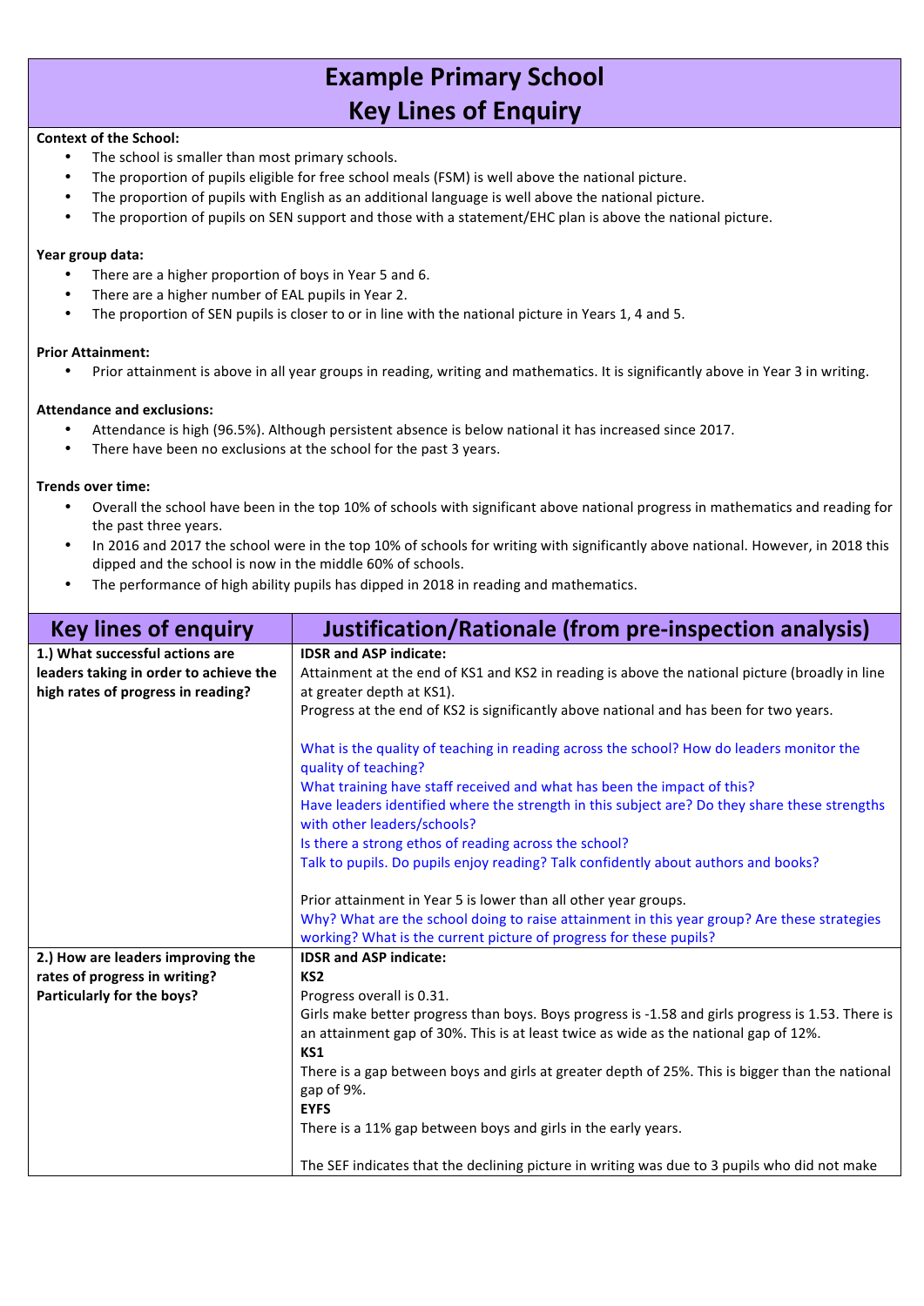# Example Primary School
# Key Lines of Enquiry

**Context of the School:**

- The school is smaller than most primary schools.
- The proportion of pupils eligible for free school meals (FSM) is well above the national picture.
- The proportion of pupils with English as an additional language is well above the national picture.
- The proportion of pupils on SEN support and those with a statement/EHC plan is above the national picture.

**Year group data:**

- There are a higher proportion of boys in Year 5 and 6.
- There are a higher number of EAL pupils in Year 2.
- The proportion of SEN pupils is closer to or in line with the national picture in Years 1, 4 and 5.

**Prior Attainment:**

- Prior attainment is above in all year groups in reading, writing and mathematics. It is significantly above in Year 3 in writing.

**Attendance and exclusions:**

- Attendance is high (96.5%). Although persistent absence is below national it has increased since 2017.
- There have been no exclusions at the school for the past 3 years.

**Trends over time:**

- Overall the school have been in the top 10% of schools with significant above national progress in mathematics and reading for the past three years.
- In 2016 and 2017 the school were in the top 10% of schools for writing with significantly above national. However, in 2018 this dipped and the school is now in the middle 60% of schools.
- The performance of high ability pupils has dipped in 2018 in reading and mathematics.

| Key lines of enquiry | Justification/Rationale (from pre-inspection analysis) |
|---|---|
| **1.) What successful actions are leaders taking in order to achieve the high rates of progress in reading?** | **IDSR and ASP indicate:**<br>Attainment at the end of KS1 and KS2 in reading is above the national picture (broadly in line at greater depth at KS1).<br>Progress at the end of KS2 is significantly above national and has been for two years.<br><br>What is the quality of teaching in reading across the school? How do leaders monitor the quality of teaching?<br>What training have staff received and what has been the impact of this?<br>Have leaders identified where the strength in this subject are? Do they share these strengths with other leaders/schools?<br>Is there a strong ethos of reading across the school?<br>Talk to pupils. Do pupils enjoy reading? Talk confidently about authors and books?<br><br>Prior attainment in Year 5 is lower than all other year groups.<br>Why? What are the school doing to raise attainment in this year group? Are these strategies working? What is the current picture of progress for these pupils? |
| **2.) How are leaders improving the rates of progress in writing? Particularly for the boys?** | **IDSR and ASP indicate:**<br>**KS2**<br>Progress overall is 0.31.<br>Girls make better progress than boys. Boys progress is -1.58 and girls progress is 1.53. There is an attainment gap of 30%. This is at least twice as wide as the national gap of 12%.<br>**KS1**<br>There is a gap between boys and girls at greater depth of 25%. This is bigger than the national gap of 9%.<br>**EYFS**<br>There is a 11% gap between boys and girls in the early years.<br><br>The SEF indicates that the declining picture in writing was due to 3 pupils who did not make |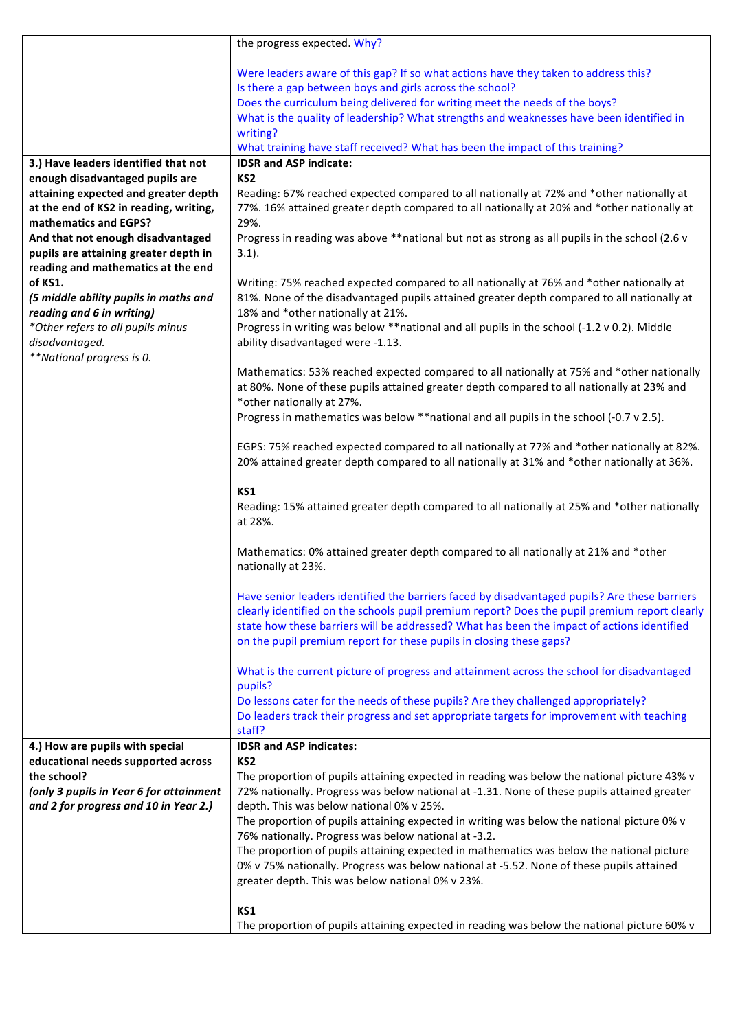| | |
|---|---|
| | the progress expected. Why?<br><br>Were leaders aware of this gap? If so what actions have they taken to address this?<br>Is there a gap between boys and girls across the school?<br>Does the curriculum being delivered for writing meet the needs of the boys?<br>What is the quality of leadership? What strengths and weaknesses have been identified in writing?<br>What training have staff received? What has been the impact of this training? |
| **3.) Have leaders identified that not enough disadvantaged pupils are attaining expected and greater depth at the end of KS2 in reading, writing, mathematics and EGPS?**<br>**And that not enough disadvantaged pupils are attaining greater depth in reading and mathematics at the end of KS1.**<br>***(5 middle ability pupils in maths and reading and 6 in writing)***<br>*\*Other refers to all pupils minus disadvantaged.*<br>*\*\*National progress is 0.* | **IDSR and ASP indicate:**<br>**KS2**<br>Reading: 67% reached expected compared to all nationally at 72% and *other nationally at 77%. 16% attained greater depth compared to all nationally at 20% and *other nationally at 29%.<br>Progress in reading was above **national but not as strong as all pupils in the school (2.6 v 3.1).<br><br>Writing: 75% reached expected compared to all nationally at 76% and *other nationally at 81%. None of the disadvantaged pupils attained greater depth compared to all nationally at 18% and *other nationally at 21%.<br>Progress in writing was below **national and all pupils in the school (-1.2 v 0.2). Middle ability disadvantaged were -1.13.<br><br>Mathematics: 53% reached expected compared to all nationally at 75% and *other nationally at 80%. None of these pupils attained greater depth compared to all nationally at 23% and *other nationally at 27%.<br>Progress in mathematics was below **national and all pupils in the school (-0.7 v 2.5).<br><br>EGPS: 75% reached expected compared to all nationally at 77% and *other nationally at 82%. 20% attained greater depth compared to all nationally at 31% and *other nationally at 36%.<br><br>**KS1**<br>Reading: 15% attained greater depth compared to all nationally at 25% and *other nationally at 28%.<br><br>Mathematics: 0% attained greater depth compared to all nationally at 21% and *other nationally at 23%.<br><br>Have senior leaders identified the barriers faced by disadvantaged pupils? Are these barriers clearly identified on the schools pupil premium report? Does the pupil premium report clearly state how these barriers will be addressed? What has been the impact of actions identified on the pupil premium report for these pupils in closing these gaps?<br><br>What is the current picture of progress and attainment across the school for disadvantaged pupils?<br>Do lessons cater for the needs of these pupils? Are they challenged appropriately?<br>Do leaders track their progress and set appropriate targets for improvement with teaching staff? |
| **4.) How are pupils with special educational needs supported across the school?**<br>***(only 3 pupils in Year 6 for attainment and 2 for progress and 10 in Year 2.)*** | **IDSR and ASP indicates:**<br>**KS2**<br>The proportion of pupils attaining expected in reading was below the national picture 43% v 72% nationally. Progress was below national at -1.31. None of these pupils attained greater depth. This was below national 0% v 25%.<br>The proportion of pupils attaining expected in writing was below the national picture 0% v 76% nationally. Progress was below national at -3.2.<br>The proportion of pupils attaining expected in mathematics was below the national picture 0% v 75% nationally. Progress was below national at -5.52. None of these pupils attained greater depth. This was below national 0% v 23%.<br><br>**KS1**<br>The proportion of pupils attaining expected in reading was below the national picture 60% v |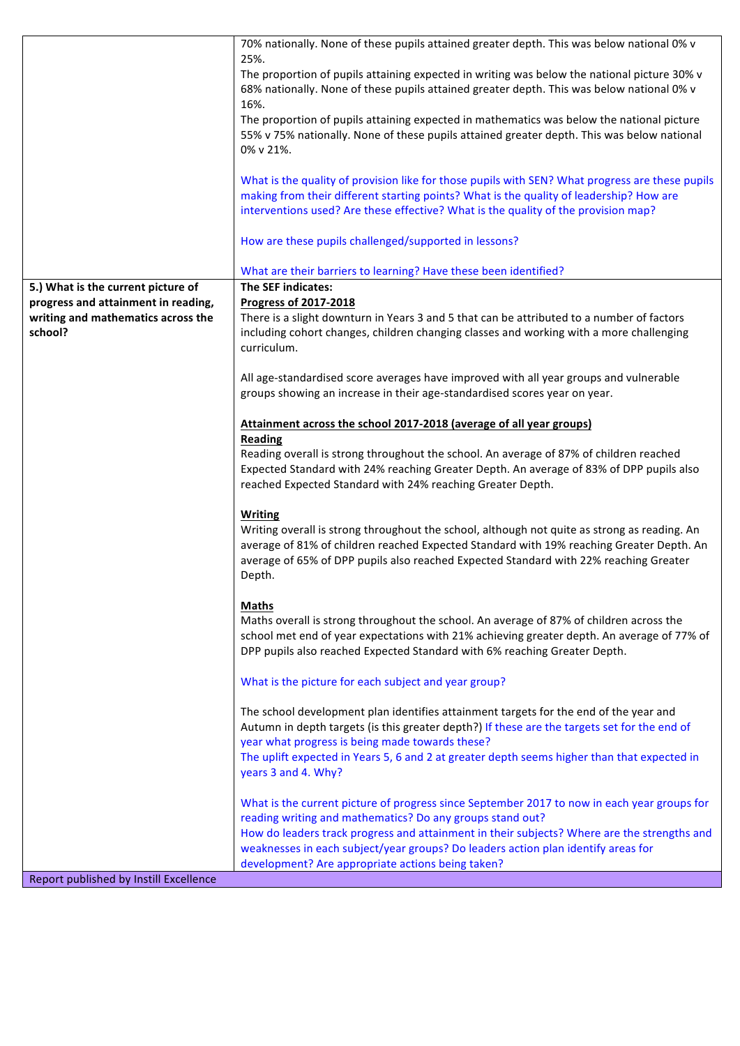| | |
|---|---|
| | 70% nationally. None of these pupils attained greater depth. This was below national 0% v 25%.<br>The proportion of pupils attaining expected in writing was below the national picture 30% v 68% nationally. None of these pupils attained greater depth. This was below national 0% v 16%.<br>The proportion of pupils attaining expected in mathematics was below the national picture 55% v 75% nationally. None of these pupils attained greater depth. This was below national 0% v 21%.<br><br>What is the quality of provision like for those pupils with SEN? What progress are these pupils making from their different starting points? What is the quality of leadership? How are interventions used? Are these effective? What is the quality of the provision map?<br><br>How are these pupils challenged/supported in lessons?<br><br>What are their barriers to learning? Have these been identified? |
| **5.) What is the current picture of progress and attainment in reading, writing and mathematics across the school?** | **The SEF indicates:**<br>**Progress of 2017-2018**<br>There is a slight downturn in Years 3 and 5 that can be attributed to a number of factors including cohort changes, children changing classes and working with a more challenging curriculum.<br><br>All age-standardised score averages have improved with all year groups and vulnerable groups showing an increase in their age-standardised scores year on year.<br><br>**Attainment across the school 2017-2018 (average of all year groups)**<br>**Reading**<br>Reading overall is strong throughout the school. An average of 87% of children reached Expected Standard with 24% reaching Greater Depth. An average of 83% of DPP pupils also reached Expected Standard with 24% reaching Greater Depth.<br><br>**Writing**<br>Writing overall is strong throughout the school, although not quite as strong as reading. An average of 81% of children reached Expected Standard with 19% reaching Greater Depth. An average of 65% of DPP pupils also reached Expected Standard with 22% reaching Greater Depth.<br><br>**Maths**<br>Maths overall is strong throughout the school. An average of 87% of children across the school met end of year expectations with 21% achieving greater depth. An average of 77% of DPP pupils also reached Expected Standard with 6% reaching Greater Depth.<br><br>What is the picture for each subject and year group?<br><br>The school development plan identifies attainment targets for the end of the year and Autumn in depth targets (is this greater depth?) If these are the targets set for the end of year what progress is being made towards these?<br>The uplift expected in Years 5, 6 and 2 at greater depth seems higher than that expected in years 3 and 4. Why?<br><br>What is the current picture of progress since September 2017 to now in each year groups for reading writing and mathematics? Do any groups stand out?<br>How do leaders track progress and attainment in their subjects? Where are the strengths and weaknesses in each subject/year groups? Do leaders action plan identify areas for development? Are appropriate actions being taken? |

Report published by Instill Excellence